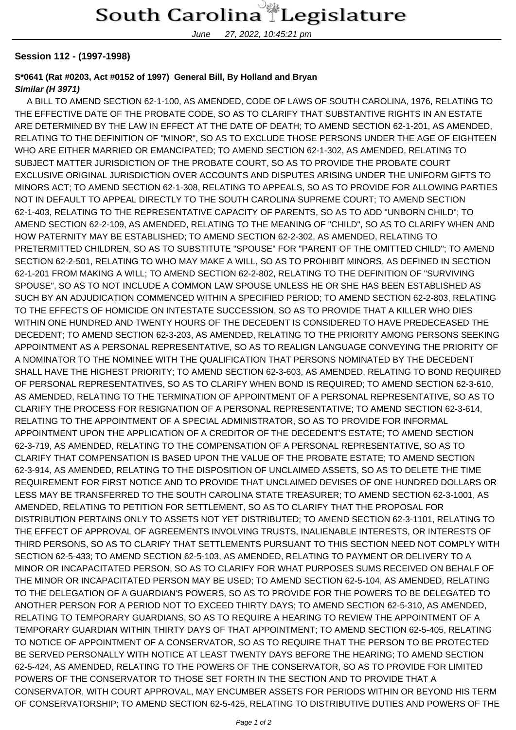**Session 112 - (1997-1998)**

**S*0641 (Rat #0203, Act #0152 of 1997) General Bill, By Holland and Bryan**

***Similar (H 3971)***

A BILL TO AMEND SECTION 62-1-100, AS AMENDED, CODE OF LAWS OF SOUTH CAROLINA, 1976, RELATING TO THE EFFECTIVE DATE OF THE PROBATE CODE, SO AS TO CLARIFY THAT SUBSTANTIVE RIGHTS IN AN ESTATE ARE DETERMINED BY THE LAW IN EFFECT AT THE DATE OF DEATH; TO AMEND SECTION 62-1-201, AS AMENDED, RELATING TO THE DEFINITION OF "MINOR", SO AS TO EXCLUDE THOSE PERSONS UNDER THE AGE OF EIGHTEEN WHO ARE EITHER MARRIED OR EMANCIPATED; TO AMEND SECTION 62-1-302, AS AMENDED, RELATING TO SUBJECT MATTER JURISDICTION OF THE PROBATE COURT, SO AS TO PROVIDE THE PROBATE COURT EXCLUSIVE ORIGINAL JURISDICTION OVER ACCOUNTS AND DISPUTES ARISING UNDER THE UNIFORM GIFTS TO MINORS ACT; TO AMEND SECTION 62-1-308, RELATING TO APPEALS, SO AS TO PROVIDE FOR ALLOWING PARTIES NOT IN DEFAULT TO APPEAL DIRECTLY TO THE SOUTH CAROLINA SUPREME COURT; TO AMEND SECTION 62-1-403, RELATING TO THE REPRESENTATIVE CAPACITY OF PARENTS, SO AS TO ADD "UNBORN CHILD"; TO AMEND SECTION 62-2-109, AS AMENDED, RELATING TO THE MEANING OF "CHILD", SO AS TO CLARIFY WHEN AND HOW PATERNITY MAY BE ESTABLISHED; TO AMEND SECTION 62-2-302, AS AMENDED, RELATING TO PRETERMITTED CHILDREN, SO AS TO SUBSTITUTE "SPOUSE" FOR "PARENT OF THE OMITTED CHILD"; TO AMEND SECTION 62-2-501, RELATING TO WHO MAY MAKE A WILL, SO AS TO PROHIBIT MINORS, AS DEFINED IN SECTION 62-1-201 FROM MAKING A WILL; TO AMEND SECTION 62-2-802, RELATING TO THE DEFINITION OF "SURVIVING SPOUSE", SO AS TO NOT INCLUDE A COMMON LAW SPOUSE UNLESS HE OR SHE HAS BEEN ESTABLISHED AS SUCH BY AN ADJUDICATION COMMENCED WITHIN A SPECIFIED PERIOD; TO AMEND SECTION 62-2-803, RELATING TO THE EFFECTS OF HOMICIDE ON INTESTATE SUCCESSION, SO AS TO PROVIDE THAT A KILLER WHO DIES WITHIN ONE HUNDRED AND TWENTY HOURS OF THE DECEDENT IS CONSIDERED TO HAVE PREDECEASED THE DECEDENT; TO AMEND SECTION 62-3-203, AS AMENDED, RELATING TO THE PRIORITY AMONG PERSONS SEEKING APPOINTMENT AS A PERSONAL REPRESENTATIVE, SO AS TO REALIGN LANGUAGE CONVEYING THE PRIORITY OF A NOMINATOR TO THE NOMINEE WITH THE QUALIFICATION THAT PERSONS NOMINATED BY THE DECEDENT SHALL HAVE THE HIGHEST PRIORITY; TO AMEND SECTION 62-3-603, AS AMENDED, RELATING TO BOND REQUIRED OF PERSONAL REPRESENTATIVES, SO AS TO CLARIFY WHEN BOND IS REQUIRED; TO AMEND SECTION 62-3-610, AS AMENDED, RELATING TO THE TERMINATION OF APPOINTMENT OF A PERSONAL REPRESENTATIVE, SO AS TO CLARIFY THE PROCESS FOR RESIGNATION OF A PERSONAL REPRESENTATIVE; TO AMEND SECTION 62-3-614, RELATING TO THE APPOINTMENT OF A SPECIAL ADMINISTRATOR, SO AS TO PROVIDE FOR INFORMAL APPOINTMENT UPON THE APPLICATION OF A CREDITOR OF THE DECEDENT'S ESTATE; TO AMEND SECTION 62-3-719, AS AMENDED, RELATING TO THE COMPENSATION OF A PERSONAL REPRESENTATIVE, SO AS TO CLARIFY THAT COMPENSATION IS BASED UPON THE VALUE OF THE PROBATE ESTATE; TO AMEND SECTION 62-3-914, AS AMENDED, RELATING TO THE DISPOSITION OF UNCLAIMED ASSETS, SO AS TO DELETE THE TIME REQUIREMENT FOR FIRST NOTICE AND TO PROVIDE THAT UNCLAIMED DEVISES OF ONE HUNDRED DOLLARS OR LESS MAY BE TRANSFERRED TO THE SOUTH CAROLINA STATE TREASURER; TO AMEND SECTION 62-3-1001, AS AMENDED, RELATING TO PETITION FOR SETTLEMENT, SO AS TO CLARIFY THAT THE PROPOSAL FOR DISTRIBUTION PERTAINS ONLY TO ASSETS NOT YET DISTRIBUTED; TO AMEND SECTION 62-3-1101, RELATING TO THE EFFECT OF APPROVAL OF AGREEMENTS INVOLVING TRUSTS, INALIENABLE INTERESTS, OR INTERESTS OF THIRD PERSONS, SO AS TO CLARIFY THAT SETTLEMENTS PURSUANT TO THIS SECTION NEED NOT COMPLY WITH SECTION 62-5-433; TO AMEND SECTION 62-5-103, AS AMENDED, RELATING TO PAYMENT OR DELIVERY TO A MINOR OR INCAPACITATED PERSON, SO AS TO CLARIFY FOR WHAT PURPOSES SUMS RECEIVED ON BEHALF OF THE MINOR OR INCAPACITATED PERSON MAY BE USED; TO AMEND SECTION 62-5-104, AS AMENDED, RELATING TO THE DELEGATION OF A GUARDIAN'S POWERS, SO AS TO PROVIDE FOR THE POWERS TO BE DELEGATED TO ANOTHER PERSON FOR A PERIOD NOT TO EXCEED THIRTY DAYS; TO AMEND SECTION 62-5-310, AS AMENDED, RELATING TO TEMPORARY GUARDIANS, SO AS TO REQUIRE A HEARING TO REVIEW THE APPOINTMENT OF A TEMPORARY GUARDIAN WITHIN THIRTY DAYS OF THAT APPOINTMENT; TO AMEND SECTION 62-5-405, RELATING TO NOTICE OF APPOINTMENT OF A CONSERVATOR, SO AS TO REQUIRE THAT THE PERSON TO BE PROTECTED BE SERVED PERSONALLY WITH NOTICE AT LEAST TWENTY DAYS BEFORE THE HEARING; TO AMEND SECTION 62-5-424, AS AMENDED, RELATING TO THE POWERS OF THE CONSERVATOR, SO AS TO PROVIDE FOR LIMITED POWERS OF THE CONSERVATOR TO THOSE SET FORTH IN THE SECTION AND TO PROVIDE THAT A CONSERVATOR, WITH COURT APPROVAL, MAY ENCUMBER ASSETS FOR PERIODS WITHIN OR BEYOND HIS TERM OF CONSERVATORSHIP; TO AMEND SECTION 62-5-425, RELATING TO DISTRIBUTIVE DUTIES AND POWERS OF THE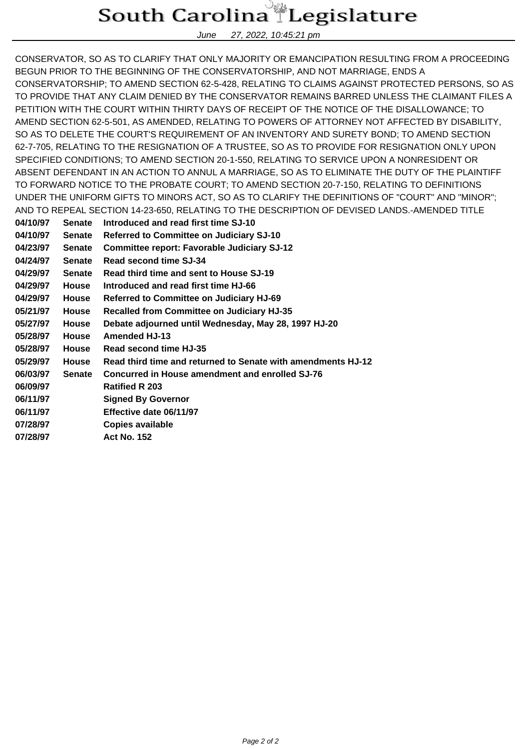CONSERVATOR, SO AS TO CLARIFY THAT ONLY MAJORITY OR EMANCIPATION RESULTING FROM A PROCEEDING BEGUN PRIOR TO THE BEGINNING OF THE CONSERVATORSHIP, AND NOT MARRIAGE, ENDS A CONSERVATORSHIP; TO AMEND SECTION 62-5-428, RELATING TO CLAIMS AGAINST PROTECTED PERSONS, SO AS TO PROVIDE THAT ANY CLAIM DENIED BY THE CONSERVATOR REMAINS BARRED UNLESS THE CLAIMANT FILES A PETITION WITH THE COURT WITHIN THIRTY DAYS OF RECEIPT OF THE NOTICE OF THE DISALLOWANCE; TO AMEND SECTION 62-5-501, AS AMENDED, RELATING TO POWERS OF ATTORNEY NOT AFFECTED BY DISABILITY, SO AS TO DELETE THE COURT'S REQUIREMENT OF AN INVENTORY AND SURETY BOND; TO AMEND SECTION 62-7-705, RELATING TO THE RESIGNATION OF A TRUSTEE, SO AS TO PROVIDE FOR RESIGNATION ONLY UPON SPECIFIED CONDITIONS; TO AMEND SECTION 20-1-550, RELATING TO SERVICE UPON A NONRESIDENT OR ABSENT DEFENDANT IN AN ACTION TO ANNUL A MARRIAGE, SO AS TO ELIMINATE THE DUTY OF THE PLAINTIFF TO FORWARD NOTICE TO THE PROBATE COURT; TO AMEND SECTION 20-7-150, RELATING TO DEFINITIONS UNDER THE UNIFORM GIFTS TO MINORS ACT, SO AS TO CLARIFY THE DEFINITIONS OF "COURT" AND "MINOR"; AND TO REPEAL SECTION 14-23-650, RELATING TO THE DESCRIPTION OF DEVISED LANDS.-AMENDED TITLE

| | | |
|---|---|---|
| **04/10/97** | **Senate** | **Introduced and read first time SJ-10** |
| **04/10/97** | **Senate** | **Referred to Committee on Judiciary SJ-10** |
| **04/23/97** | **Senate** | **Committee report: Favorable Judiciary SJ-12** |
| **04/24/97** | **Senate** | **Read second time SJ-34** |
| **04/29/97** | **Senate** | **Read third time and sent to House SJ-19** |
| **04/29/97** | **House** | **Introduced and read first time HJ-66** |
| **04/29/97** | **House** | **Referred to Committee on Judiciary HJ-69** |
| **05/21/97** | **House** | **Recalled from Committee on Judiciary HJ-35** |
| **05/27/97** | **House** | **Debate adjourned until Wednesday, May 28, 1997 HJ-20** |
| **05/28/97** | **House** | **Amended HJ-13** |
| **05/28/97** | **House** | **Read second time HJ-35** |
| **05/29/97** | **House** | **Read third time and returned to Senate with amendments HJ-12** |
| **06/03/97** | **Senate** | **Concurred in House amendment and enrolled SJ-76** |
| **06/09/97** | | **Ratified R 203** |
| **06/11/97** | | **Signed By Governor** |
| **06/11/97** | | **Effective date 06/11/97** |
| **07/28/97** | | **Copies available** |
| **07/28/97** | | **Act No. 152** |